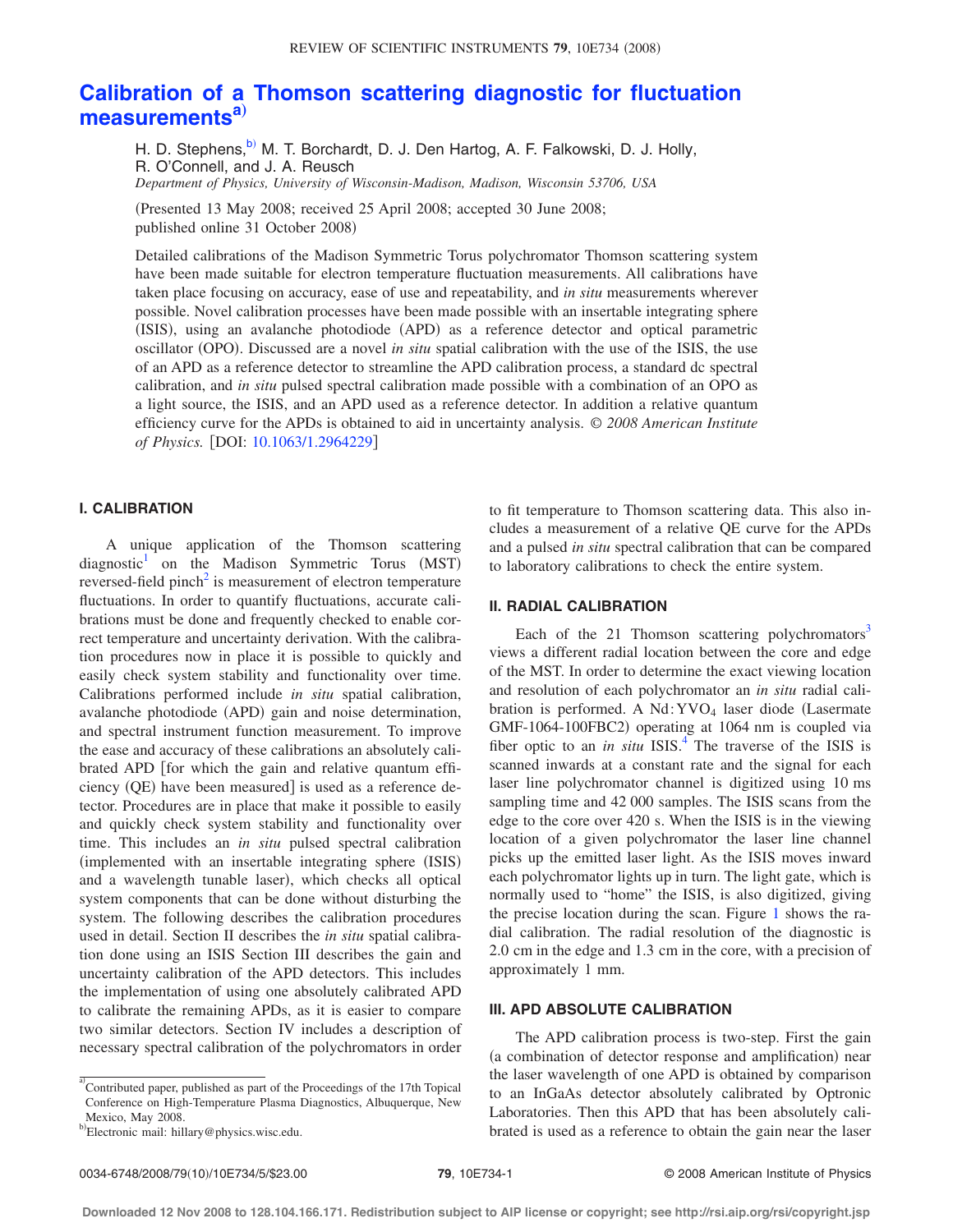# Calibration of a Thomson scattering diagnostic for fluctuation measurements[a)]

H. D. Stephens,[b)] M. T. Borchardt, D. J. Den Hartog, A. F. Falkowski, D. J. Holly, R. O'Connell, and J. A. Reusch

*Department of Physics, University of Wisconsin-Madison, Madison, Wisconsin 53706, USA*

(Presented 13 May 2008; received 25 April 2008; accepted 30 June 2008; published online 31 October 2008)

Detailed calibrations of the Madison Symmetric Torus polychromator Thomson scattering system have been made suitable for electron temperature fluctuation measurements. All calibrations have taken place focusing on accuracy, ease of use and repeatability, and *in situ* measurements wherever possible. Novel calibration processes have been made possible with an insertable integrating sphere (ISIS), using an avalanche photodiode (APD) as a reference detector and optical parametric oscillator (OPO). Discussed are a novel *in situ* spatial calibration with the use of the ISIS, the use of an APD as a reference detector to streamline the APD calibration process, a standard dc spectral calibration, and *in situ* pulsed spectral calibration made possible with a combination of an OPO as a light source, the ISIS, and an APD used as a reference detector. In addition a relative quantum efficiency curve for the APDs is obtained to aid in uncertainty analysis. *© 2008 American Institute of Physics.* [DOI: 10.1063/1.2964229]

## I. CALIBRATION

A unique application of the Thomson scattering diagnostic[1] on the Madison Symmetric Torus (MST) reversed-field pinch[2] is measurement of electron temperature fluctuations. In order to quantify fluctuations, accurate calibrations must be done and frequently checked to enable correct temperature and uncertainty derivation. With the calibration procedures now in place it is possible to quickly and easily check system stability and functionality over time. Calibrations performed include *in situ* spatial calibration, avalanche photodiode (APD) gain and noise determination, and spectral instrument function measurement. To improve the ease and accuracy of these calibrations an absolutely calibrated APD [for which the gain and relative quantum efficiency (QE) have been measured] is used as a reference detector. Procedures are in place that make it possible to easily and quickly check system stability and functionality over time. This includes an *in situ* pulsed spectral calibration (implemented with an insertable integrating sphere (ISIS) and a wavelength tunable laser), which checks all optical system components that can be done without disturbing the system. The following describes the calibration procedures used in detail. Section II describes the *in situ* spatial calibration done using an ISIS Section III describes the gain and uncertainty calibration of the APD detectors. This includes the implementation of using one absolutely calibrated APD to calibrate the remaining APDs, as it is easier to compare two similar detectors. Section IV includes a description of necessary spectral calibration of the polychromators in order to fit temperature to Thomson scattering data. This also includes a measurement of a relative QE curve for the APDs and a pulsed *in situ* spectral calibration that can be compared to laboratory calibrations to check the entire system.

## II. RADIAL CALIBRATION

Each of the 21 Thomson scattering polychromators[3] views a different radial location between the core and edge of the MST. In order to determine the exact viewing location and resolution of each polychromator an *in situ* radial calibration is performed. A Nd:$YVO_4$ laser diode (Lasermate GMF-1064-100FBC2) operating at 1064 nm is coupled via fiber optic to an *in situ* ISIS.[4] The traverse of the ISIS is scanned inwards at a constant rate and the signal for each laser line polychromator channel is digitized using 10 ms sampling time and 42 000 samples. The ISIS scans from the edge to the core over 420 s. When the ISIS is in the viewing location of a given polychromator the laser line channel picks up the emitted laser light. As the ISIS moves inward each polychromator lights up in turn. The light gate, which is normally used to "home" the ISIS, is also digitized, giving the precise location during the scan. Figure 1 shows the radial calibration. The radial resolution of the diagnostic is 2.0 cm in the edge and 1.3 cm in the core, with a precision of approximately 1 mm.

## III. APD ABSOLUTE CALIBRATION

The APD calibration process is two-step. First the gain (a combination of detector response and amplification) near the laser wavelength of one APD is obtained by comparison to an InGaAs detector absolutely calibrated by Optronic Laboratories. Then this APD that has been absolutely calibrated is used as a reference to obtain the gain near the laser

---

[a)] Contributed paper, published as part of the Proceedings of the 17th Topical Conference on High-Temperature Plasma Diagnostics, Albuquerque, New Mexico, May 2008.

[b)] Electronic mail: hillary@physics.wisc.edu.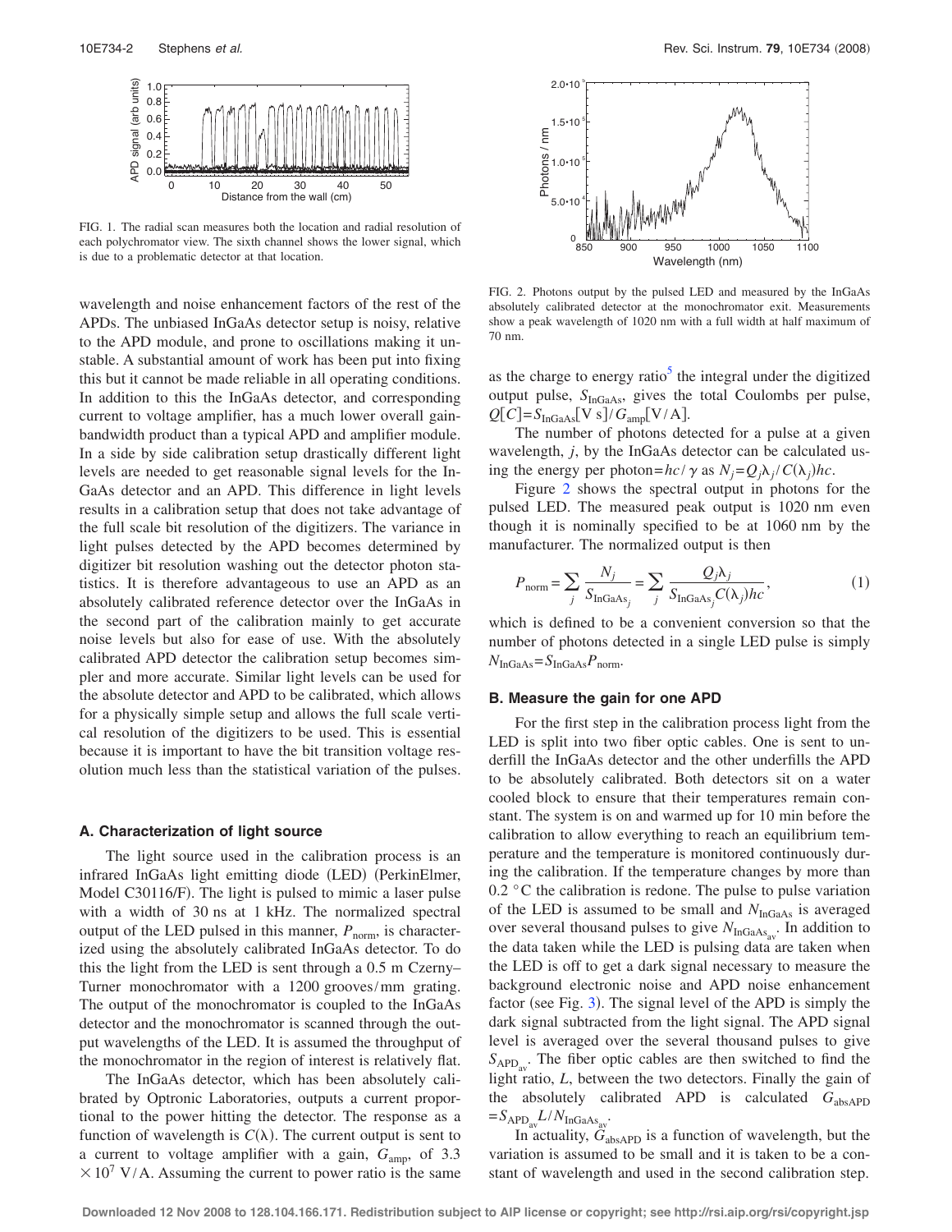FIG. 1. The radial scan measures both the location and radial resolution of each polychromator view. The sixth channel shows the lower signal, which is due to a problematic detector at that location.

wavelength and noise enhancement factors of the rest of the APDs. The unbiased InGaAs detector setup is noisy, relative to the APD module, and prone to oscillations making it unstable. A substantial amount of work has been put into fixing this but it cannot be made reliable in all operating conditions. In addition to this the InGaAs detector, and corresponding current to voltage amplifier, has a much lower overall gain-bandwidth product than a typical APD and amplifier module. In a side by side calibration setup drastically different light levels are needed to get reasonable signal levels for the InGaAs detector and an APD. This difference in light levels results in a calibration setup that does not take advantage of the full scale bit resolution of the digitizers. The variance in light pulses detected by the APD becomes determined by digitizer bit resolution washing out the detector photon statistics. It is therefore advantageous to use an APD as an absolutely calibrated reference detector over the InGaAs in the second part of the calibration mainly to get accurate noise levels but also for ease of use. With the absolutely calibrated APD detector the calibration setup becomes simpler and more accurate. Similar light levels can be used for the absolute detector and APD to be calibrated, which allows for a physically simple setup and allows the full scale vertical resolution of the digitizers to be used. This is essential because it is important to have the bit transition voltage resolution much less than the statistical variation of the pulses.

### A. Characterization of light source

The light source used in the calibration process is an infrared InGaAs light emitting diode (LED) (PerkinElmer, Model C30116/F). The light is pulsed to mimic a laser pulse with a width of 30 ns at 1 kHz. The normalized spectral output of the LED pulsed in this manner, $P_{\text{norm}}$, is characterized using the absolutely calibrated InGaAs detector. To do this the light from the LED is sent through a 0.5 m Czerny–Turner monochromator with a 1200 grooves/mm grating. The output of the monochromator is coupled to the InGaAs detector and the monochromator is scanned through the output wavelengths of the LED. It is assumed the throughput of the monochromator in the region of interest is relatively flat.

The InGaAs detector, which has been absolutely calibrated by Optronic Laboratories, outputs a current proportional to the power hitting the detector. The response as a function of wavelength is $C(\lambda)$. The current output is sent to a current to voltage amplifier with a gain, $G_{\text{amp}}$, of $3.3\times10^{7}$ V/A. Assuming the current to power ratio is the same as the charge to energy ratio[5] the integral under the digitized output pulse, $S_{\text{InGaAs}}$, gives the total Coulombs per pulse, $Q[C]=S_{\text{InGaAs}}[\text{V s}]/G_{\text{amp}}[\text{V/A}]$.

The number of photons detected for a pulse at a given wavelength, $j$, by the InGaAs detector can be calculated using the energy per photon$=hc/\gamma$ as $N_j=Q_j\lambda_j/C(\lambda_j)hc$.

Figure 2 shows the spectral output in photons for the pulsed LED. The measured peak output is 1020 nm even though it is nominally specified to be at 1060 nm by the manufacturer. The normalized output is then

$$P_{\text{norm}}=\sum_j \frac{N_j}{S_{\text{InGaAs}_j}}=\sum_j \frac{Q_j\lambda_j}{S_{\text{InGaAs}_j}C(\lambda_j)hc}, \tag{1}$$

which is defined to be a convenient conversion so that the number of photons detected in a single LED pulse is simply $N_{\text{InGaAs}}=S_{\text{InGaAs}}P_{\text{norm}}$.

FIG. 2. Photons output by the pulsed LED and measured by the InGaAs absolutely calibrated detector at the monochromator exit. Measurements show a peak wavelength of 1020 nm with a full width at half maximum of 70 nm.

### B. Measure the gain for one APD

For the first step in the calibration process light from the LED is split into two fiber optic cables. One is sent to underfill the InGaAs detector and the other underfills the APD to be absolutely calibrated. Both detectors sit on a water cooled block to ensure that their temperatures remain constant. The system is on and warmed up for 10 min before the calibration to allow everything to reach an equilibrium temperature and the temperature is monitored continuously during the calibration. If the temperature changes by more than 0.2 °C the calibration is redone. The pulse to pulse variation of the LED is assumed to be small and $N_{\text{InGaAs}}$ is averaged over several thousand pulses to give $N_{\text{InGaAs}_{\text{av}}}$. In addition to the data taken while the LED is pulsing data are taken when the LED is off to get a dark signal necessary to measure the background electronic noise and APD noise enhancement factor (see Fig. 3). The signal level of the APD is simply the dark signal subtracted from the light signal. The APD signal level is averaged over the several thousand pulses to give $S_{\text{APD}_{\text{av}}}$. The fiber optic cables are then switched to find the light ratio, $L$, between the two detectors. Finally the gain of the absolutely calibrated APD is calculated $G_{\text{absAPD}}=S_{\text{APD}_{\text{av}}}L/N_{\text{InGaAs}_{\text{av}}}$.

In actuality, $G_{\text{absAPD}}$ is a function of wavelength, but the variation is assumed to be small and it is taken to be a constant of wavelength and used in the second calibration step.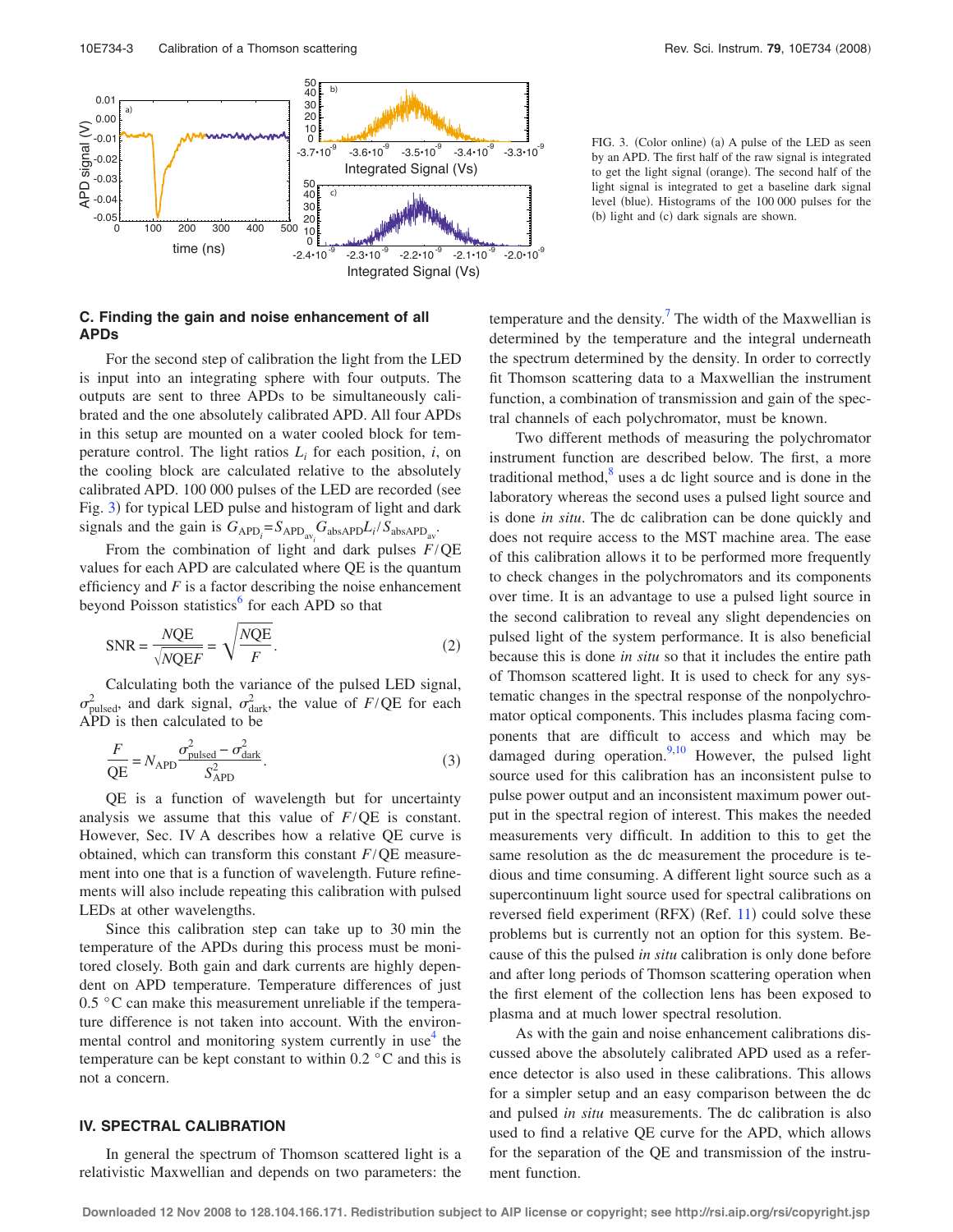a)

APD signal (V)

0.01
0.00
-0.01
-0.02
-0.03
-0.04
-0.05

0 100 200 300 400 500

time (ns)

b)

50
40
30
20
10
0

-3.7·10$^{-9}$ -3.6·10$^{-9}$ -3.5·10$^{-9}$ -3.4·10$^{-9}$ -3.3·10$^{-9}$

Integrated Signal (Vs)

c)

50
40
30
20
10
0

-2.4·10$^{-9}$ -2.3·10$^{-9}$ -2.2·10$^{-9}$ -2.1·10$^{-9}$ -2.0·10$^{-9}$

Integrated Signal (Vs)

FIG. 3. (Color online) (a) A pulse of the LED as seen by an APD. The first half of the raw signal is integrated to get the light signal (orange). The second half of the light signal is integrated to get a baseline dark signal level (blue). Histograms of the 100 000 pulses for the (b) light and (c) dark signals are shown.

### C. Finding the gain and noise enhancement of all APDs

For the second step of calibration the light from the LED is input into an integrating sphere with four outputs. The outputs are sent to three APDs to be simultaneously calibrated and the one absolutely calibrated APD. All four APDs in this setup are mounted on a water cooled block for temperature control. The light ratios $L_i$ for each position, $i$, on the cooling block are calculated relative to the absolutely calibrated APD. 100 000 pulses of the LED are recorded (see Fig. 3) for typical LED pulse and histogram of light and dark signals and the gain is $G_{\mathrm{APD}_i} = S_{\mathrm{APD}_{\mathrm{av}_i}} G_{\mathrm{absAPD}} L_i / S_{\mathrm{absAPD}_{\mathrm{av}}}$.

From the combination of light and dark pulses $F/\mathrm{QE}$ values for each APD are calculated where QE is the quantum efficiency and $F$ is a factor describing the noise enhancement beyond Poisson statistics[6] for each APD so that

$$\mathrm{SNR} = \frac{N\mathrm{QE}}{\sqrt{N\mathrm{QE}F}} = \sqrt{\frac{N\mathrm{QE}}{F}}. \tag{2}$$

Calculating both the variance of the pulsed LED signal, $\sigma^2_{\mathrm{pulsed}}$, and dark signal, $\sigma^2_{\mathrm{dark}}$, the value of $F/\mathrm{QE}$ for each APD is then calculated to be

$$\frac{F}{\mathrm{QE}} = N_{\mathrm{APD}} \frac{\sigma^2_{\mathrm{pulsed}} - \sigma^2_{\mathrm{dark}}}{S^2_{\mathrm{APD}}}. \tag{3}$$

QE is a function of wavelength but for uncertainty analysis we assume that this value of $F/\mathrm{QE}$ is constant. However, Sec. IV A describes how a relative QE curve is obtained, which can transform this constant $F/\mathrm{QE}$ measurement into one that is a function of wavelength. Future refinements will also include repeating this calibration with pulsed LEDs at other wavelengths.

Since this calibration step can take up to 30 min the temperature of the APDs during this process must be monitored closely. Both gain and dark currents are highly dependent on APD temperature. Temperature differences of just 0.5 °C can make this measurement unreliable if the temperature difference is not taken into account. With the environmental control and monitoring system currently in use[4] the temperature can be kept constant to within 0.2 °C and this is not a concern.

## IV. SPECTRAL CALIBRATION

In general the spectrum of Thomson scattered light is a relativistic Maxwellian and depends on two parameters: the temperature and the density.[7] The width of the Maxwellian is determined by the temperature and the integral underneath the spectrum determined by the density. In order to correctly fit Thomson scattering data to a Maxwellian the instrument function, a combination of transmission and gain of the spectral channels of each polychromator, must be known.

Two different methods of measuring the polychromator instrument function are described below. The first, a more traditional method,[8] uses a dc light source and is done in the laboratory whereas the second uses a pulsed light source and is done *in situ*. The dc calibration can be done quickly and does not require access to the MST machine area. The ease of this calibration allows it to be performed more frequently to check changes in the polychromators and its components over time. It is an advantage to use a pulsed light source in the second calibration to reveal any slight dependencies on pulsed light of the system performance. It is also beneficial because this is done *in situ* so that it includes the entire path of Thomson scattered light. It is used to check for any systematic changes in the spectral response of the nonpolychromator optical components. This includes plasma facing components that are difficult to access and which may be damaged during operation.[9,10] However, the pulsed light source used for this calibration has an inconsistent pulse to pulse power output and an inconsistent maximum power output in the spectral region of interest. This makes the needed measurements very difficult. In addition to this to get the same resolution as the dc measurement the procedure is tedious and time consuming. A different light source such as a supercontinuum light source used for spectral calibrations on reversed field experiment (RFX) (Ref. 11) could solve these problems but is currently not an option for this system. Because of this the pulsed *in situ* calibration is only done before and after long periods of Thomson scattering operation when the first element of the collection lens has been exposed to plasma and at much lower spectral resolution.

As with the gain and noise enhancement calibrations discussed above the absolutely calibrated APD used as a reference detector is also used in these calibrations. This allows for a simpler setup and an easy comparison between the dc and pulsed *in situ* measurements. The dc calibration is also used to find a relative QE curve for the APD, which allows for the separation of the QE and transmission of the instrument function.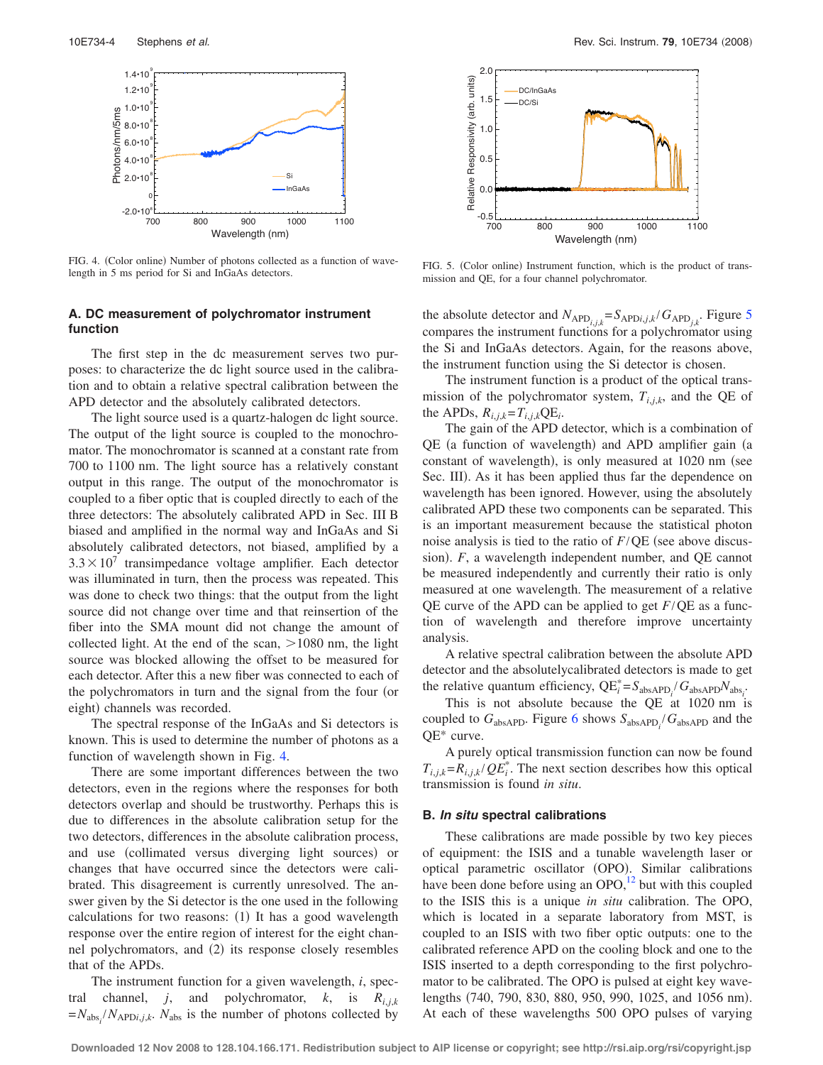FIG. 4. (Color online) Number of photons collected as a function of wavelength in 5 ms period for Si and InGaAs detectors.

FIG. 5. (Color online) Instrument function, which is the product of transmission and QE, for a four channel polychromator.

### A. DC measurement of polychromator instrument function

The first step in the dc measurement serves two purposes: to characterize the dc light source used in the calibration and to obtain a relative spectral calibration between the APD detector and the absolutely calibrated detectors.

The light source used is a quartz-halogen dc light source. The output of the light source is coupled to the monochromator. The monochromator is scanned at a constant rate from 700 to 1100 nm. The light source has a relatively constant output in this range. The output of the monochromator is coupled to a fiber optic that is coupled directly to each of the three detectors: The absolutely calibrated APD in Sec. III B biased and amplified in the normal way and InGaAs and Si absolutely calibrated detectors, not biased, amplified by a $3.3\times 10^{7}$ transimpedance voltage amplifier. Each detector was illuminated in turn, then the process was repeated. This was done to check two things: that the output from the light source did not change over time and that reinsertion of the fiber into the SMA mount did not change the amount of collected light. At the end of the scan, >1080 nm, the light source was blocked allowing the offset to be measured for each detector. After this a new fiber was connected to each of the polychromators in turn and the signal from the four (or eight) channels was recorded.

The spectral response of the InGaAs and Si detectors is known. This is used to determine the number of photons as a function of wavelength shown in Fig. 4.

There are some important differences between the two detectors, even in the regions where the responses for both detectors overlap and should be trustworthy. Perhaps this is due to differences in the absolute calibration setup for the two detectors, differences in the absolute calibration process, and use (collimated versus diverging light sources) or changes that have occurred since the detectors were calibrated. This disagreement is currently unresolved. The answer given by the Si detector is the one used in the following calculations for two reasons: (1) It has a good wavelength response over the entire region of interest for the eight channel polychromators, and (2) its response closely resembles that of the APDs.

The instrument function for a given wavelength, $i$, spectral channel, $j$, and polychromator, $k$, is $R_{i,j,k}=N_{\mathrm{abs}_i}/N_{\mathrm{APD}i,j,k}$. $N_{\mathrm{abs}}$ is the number of photons collected by the absolute detector and $N_{\mathrm{APD}_{i,j,k}}=S_{\mathrm{APD}i,j,k}/G_{\mathrm{APD}_{j,k}}$. Figure 5 compares the instrument functions for a polychromator using the Si and InGaAs detectors. Again, for the reasons above, the instrument function using the Si detector is chosen.

The instrument function is a product of the optical transmission of the polychromator system, $T_{i,j,k}$, and the QE of the APDs, $R_{i,j,k}=T_{i,j,k}\mathrm{QE}_i$.

The gain of the APD detector, which is a combination of QE (a function of wavelength) and APD amplifier gain (a constant of wavelength), is only measured at 1020 nm (see Sec. III). As it has been applied thus far the dependence on wavelength has been ignored. However, using the absolutely calibrated APD these two components can be separated. This is an important measurement because the statistical photon noise analysis is tied to the ratio of $F/\mathrm{QE}$ (see above discussion). $F$, a wavelength independent number, and QE cannot be measured independently and currently their ratio is only measured at one wavelength. The measurement of a relative QE curve of the APD can be applied to get $F/\mathrm{QE}$ as a function of wavelength and therefore improve uncertainty analysis.

A relative spectral calibration between the absolute APD detector and the absolutelycalibrated detectors is made to get the relative quantum efficiency, $\mathrm{QE}_i^{*}=S_{\mathrm{absAPD}_i}/G_{\mathrm{absAPD}}N_{\mathrm{abs}_i}$.

This is not absolute because the QE at 1020 nm is coupled to $G_{\mathrm{absAPD}}$. Figure 6 shows $S_{\mathrm{absAPD}_i}/G_{\mathrm{absAPD}}$ and the $\mathrm{QE}^{*}$ curve.

A purely optical transmission function can now be found $T_{i,j,k}=R_{i,j,k}/QE_i^{*}$. The next section describes how this optical transmission is found *in situ*.

### B. *In situ* spectral calibrations

These calibrations are made possible by two key pieces of equipment: the ISIS and a tunable wavelength laser or optical parametric oscillator (OPO). Similar calibrations have been done before using an OPO,[12] but with this coupled to the ISIS this is a unique *in situ* calibration. The OPO, which is located in a separate laboratory from MST, is coupled to an ISIS with two fiber optic outputs: one to the calibrated reference APD on the cooling block and one to the ISIS inserted to a depth corresponding to the first polychromator to be calibrated. The OPO is pulsed at eight key wavelengths (740, 790, 830, 880, 950, 990, 1025, and 1056 nm). At each of these wavelengths 500 OPO pulses of varying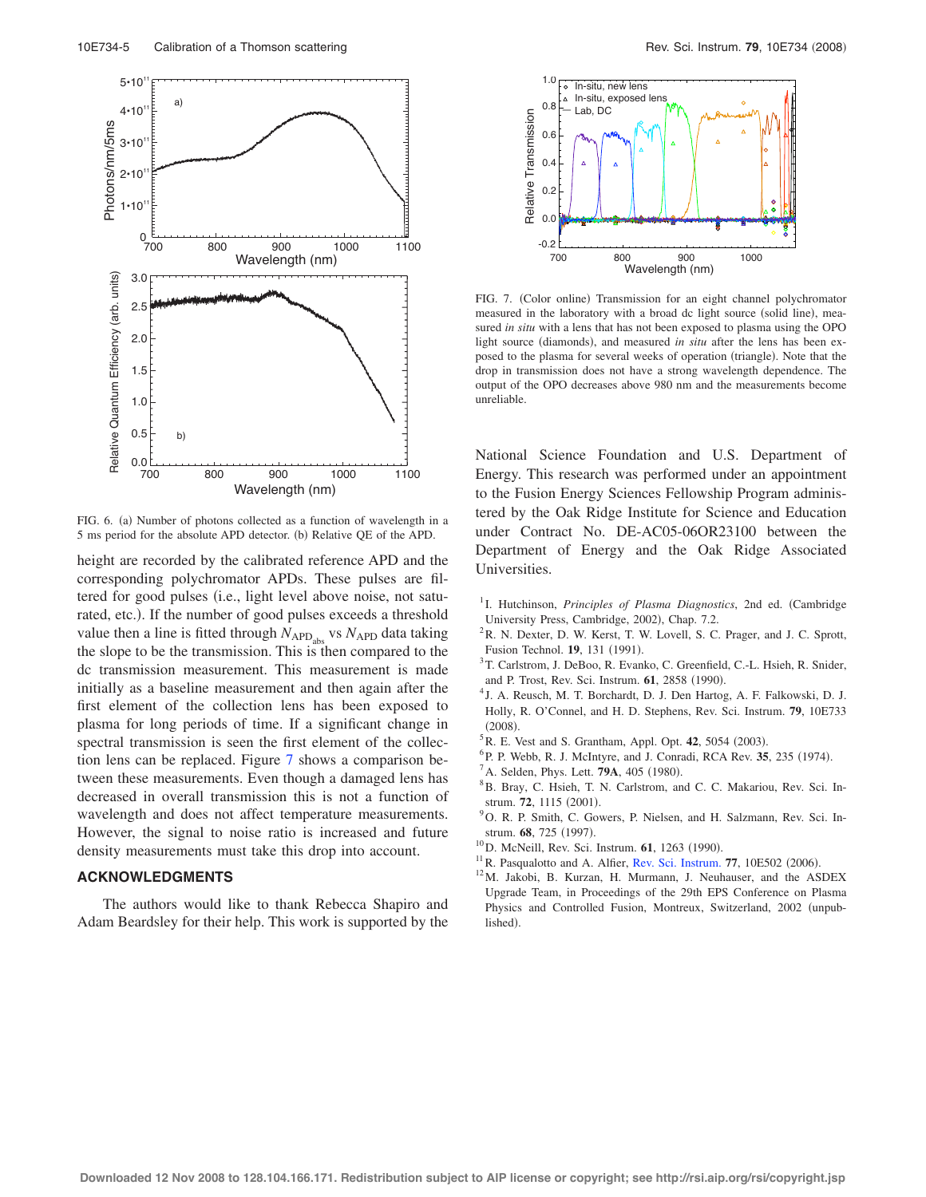5•10$^{11}$
4•10$^{11}$
3•10$^{11}$
2•10$^{11}$
1•10$^{11}$
0
Photons/nm/5ms
a)
700
800
900
1000
1100
Wavelength (nm)

3.0
2.5
2.0
1.5
1.0
0.5
0.0
Relative Quantum Efficiency (arb. units)
b)
700
800
900
1000
1100
Wavelength (nm)

FIG. 6. (a) Number of photons collected as a function of wavelength in a 5 ms period for the absolute APD detector. (b) Relative QE of the APD.

height are recorded by the calibrated reference APD and the corresponding polychromator APDs. These pulses are filtered for good pulses (i.e., light level above noise, not saturated, etc.). If the number of good pulses exceeds a threshold value then a line is fitted through $N_{\mathrm{APD}_{\mathrm{abs}}}$ vs $N_{\mathrm{APD}}$ data taking the slope to be the transmission. This is then compared to the dc transmission measurement. This measurement is made initially as a baseline measurement and then again after the first element of the collection lens has been exposed to plasma for long periods of time. If a significant change in spectral transmission is seen the first element of the collection lens can be replaced. Figure 7 shows a comparison between these measurements. Even though a damaged lens has decreased in overall transmission this is not a function of wavelength and does not affect temperature measurements. However, the signal to noise ratio is increased and future density measurements must take this drop into account.

## ACKNOWLEDGMENTS

The authors would like to thank Rebecca Shapiro and Adam Beardsley for their help. This work is supported by the National Science Foundation and U.S. Department of Energy. This research was performed under an appointment to the Fusion Energy Sciences Fellowship Program administered by the Oak Ridge Institute for Science and Education under Contract No. DE-AC05-06OR23100 between the Department of Energy and the Oak Ridge Associated Universities.

1.0
0.8
0.6
0.4
0.2
0.0
-0.2
Relative Transmission
In-situ, new lens
In-situ, exposed lens
Lab, DC
700
800
900
1000
Wavelength (nm)

FIG. 7. (Color online) Transmission for an eight channel polychromator measured in the laboratory with a broad dc light source (solid line), measured *in situ* with a lens that has not been exposed to plasma using the OPO light source (diamonds), and measured *in situ* after the lens has been exposed to the plasma for several weeks of operation (triangle). Note that the drop in transmission does not have a strong wavelength dependence. The output of the OPO decreases above 980 nm and the measurements become unreliable.

[1] I. Hutchinson, *Principles of Plasma Diagnostics*, 2nd ed. (Cambridge University Press, Cambridge, 2002), Chap. 7.2.

[2] R. N. Dexter, D. W. Kerst, T. W. Lovell, S. C. Prager, and J. C. Sprott, Fusion Technol. **19**, 131 (1991).

[3] T. Carlstrom, J. DeBoo, R. Evanko, C. Greenfield, C.-L. Hsieh, R. Snider, and P. Trost, Rev. Sci. Instrum. **61**, 2858 (1990).

[4] J. A. Reusch, M. T. Borchardt, D. J. Den Hartog, A. F. Falkowski, D. J. Holly, R. O'Connel, and H. D. Stephens, Rev. Sci. Instrum. **79**, 10E733 (2008).

[5] R. E. Vest and S. Grantham, Appl. Opt. **42**, 5054 (2003).

[6] P. P. Webb, R. J. McIntyre, and J. Conradi, RCA Rev. **35**, 235 (1974).

[7] A. Selden, Phys. Lett. **79A**, 405 (1980).

[8] B. Bray, C. Hsieh, T. N. Carlstrom, and C. C. Makariou, Rev. Sci. Instrum. **72**, 1115 (2001).

[9] O. R. P. Smith, C. Gowers, P. Nielsen, and H. Salzmann, Rev. Sci. Instrum. **68**, 725 (1997).

[10] D. McNeill, Rev. Sci. Instrum. **61**, 1263 (1990).

[11] R. Pasqualotto and A. Alfier, Rev. Sci. Instrum. **77**, 10E502 (2006).

[12] M. Jakobi, B. Kurzan, H. Murmann, J. Neuhauser, and the ASDEX Upgrade Team, in Proceedings of the 29th EPS Conference on Plasma Physics and Controlled Fusion, Montreux, Switzerland, 2002 (unpublished).